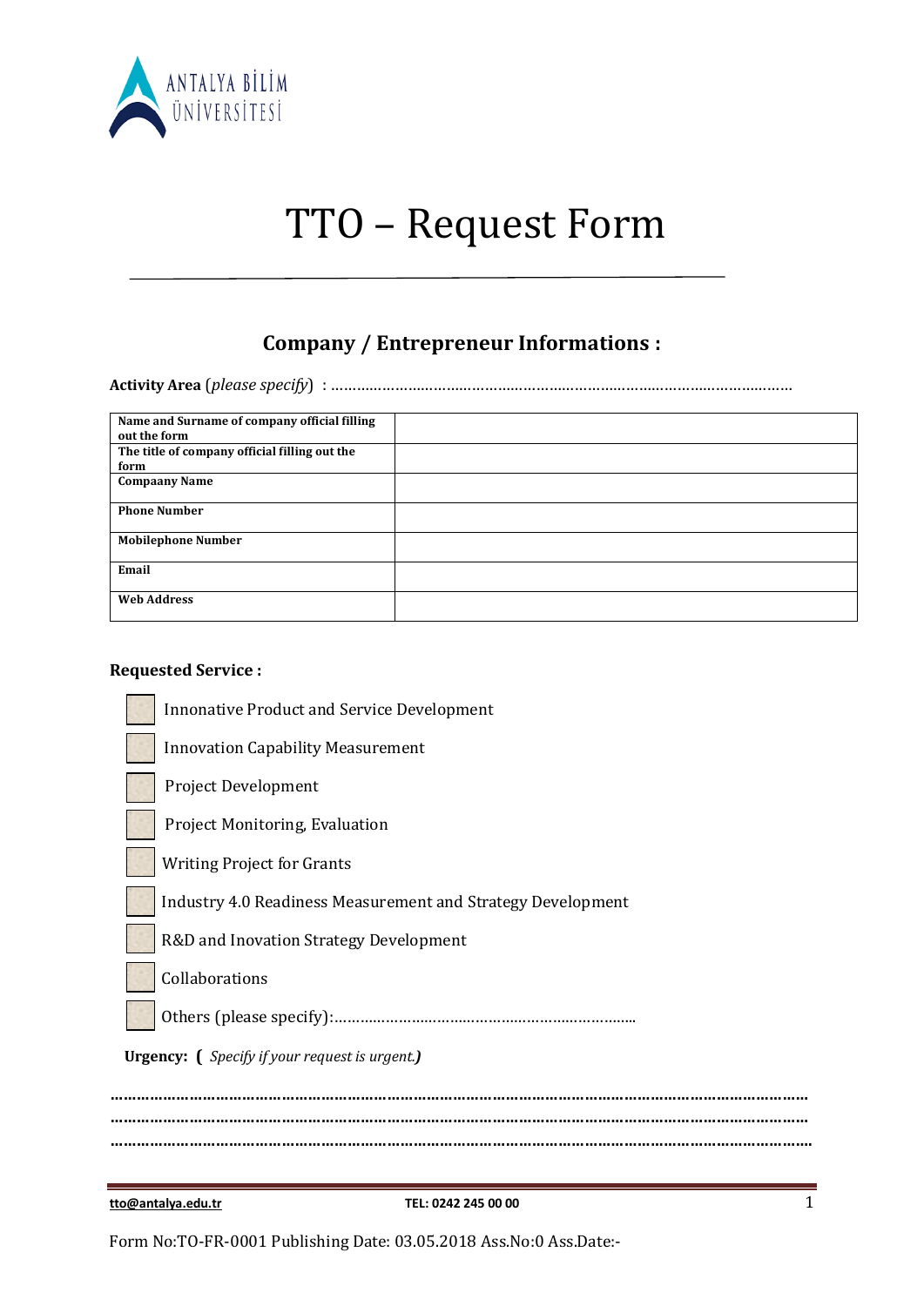# TTO – Request Form

## Company / Entrepreneur Informations :

**Activity Area** (*please specify*) : …………………………………………………………………………………………

| Name and Surname of company official filling out the form | |
|---|---|
| The title of company official filling out the form | |
| Compaany Name | |
| Phone Number | |
| Mobilephone Number | |
| Email | |
| Web Address | |

**Requested Service :**

- ☐ Innonative Product and Service Development
- ☐ Innovation Capability Measurement
- ☐ Project Development
- ☐ Project Monitoring, Evaluation
- ☐ Writing Project for Grants
- ☐ Industry 4.0 Readiness Measurement and Strategy Development
- ☐ R&D and Inovation Strategy Development
- ☐ Collaborations
- ☐ Others (please specify):…………………………………………………………..

**Urgency: (** *Specify if your request is urgent.* **)**

…………………………………………………………………………………………………………………………………………
…………………………………………………………………………………………………………………………………………
…………………………………………………………………………………………………………………………………………

tto@antalya.edu.tr TEL: 0242 245 00 00

Form No:TO-FR-0001 Publishing Date: 03.05.2018 Ass.No:0 Ass.Date:-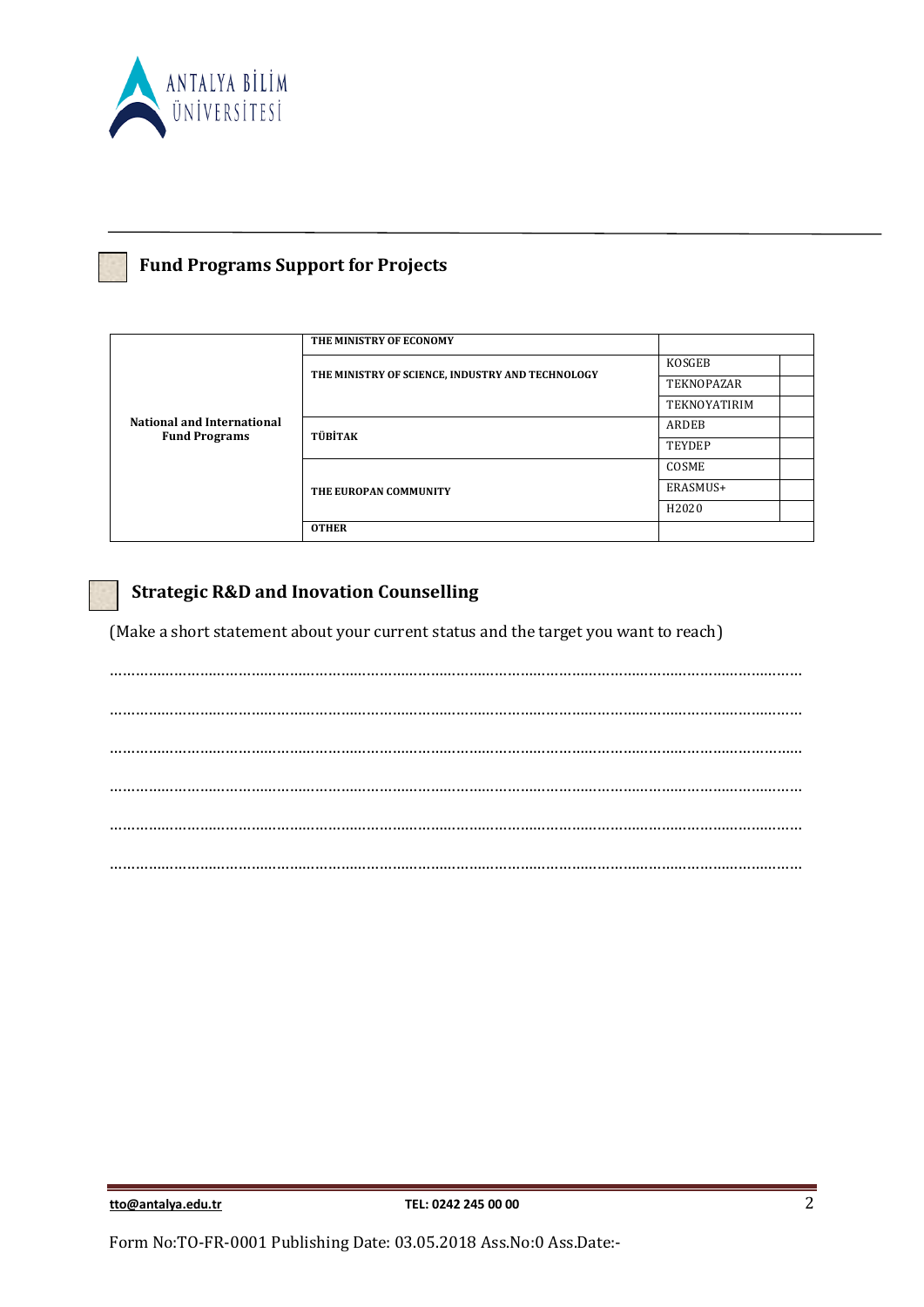## ☐ Fund Programs Support for Projects

| | | | |
|---|---|---|---|
| National and International Fund Programs | THE MINISTRY OF ECONOMY | | |
| | THE MINISTRY OF SCIENCE, INDUSTRY AND TECHNOLOGY | KOSGEB | |
| | | TEKNOPAZAR | |
| | | TEKNOYATIRIM | |
| | TÜBİTAK | ARDEB | |
| | | TEYDEP | |
| | THE EUROPAN COMMUNITY | COSME | |
| | | ERASMUS+ | |
| | | H2020 | |
| | OTHER | | |

## ☐ Strategic R&D and Inovation Counselling

(Make a short statement about your current status and the target you want to reach)

……………………………………………………………………………………………………………………………………………

……………………………………………………………………………………………………………………………………………

……………………………………………………………………………………………………………………………………………

……………………………………………………………………………………………………………………………………………

……………………………………………………………………………………………………………………………………………

……………………………………………………………………………………………………………………………………………

tto@antalya.edu.tr TEL: 0242 245 00 00

Form No:TO-FR-0001 Publishing Date: 03.05.2018 Ass.No:0 Ass.Date:-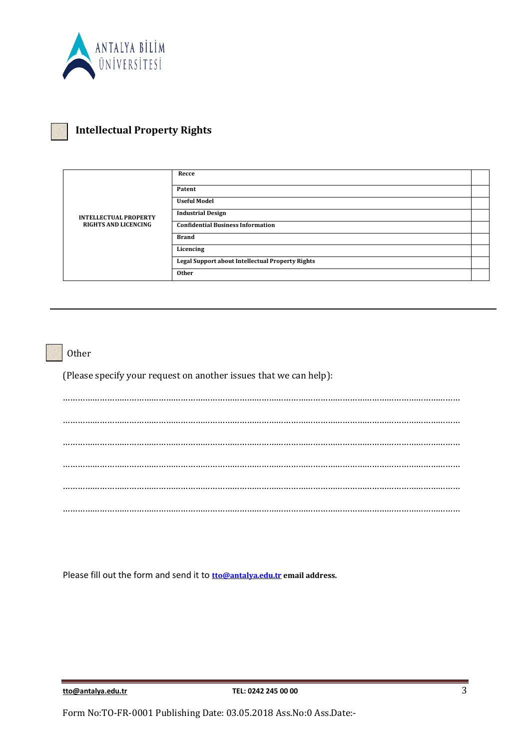☐ **Intellectual Property Rights**

| | | |
|---|---|---|
| INTELLECTUAL PROPERTY RIGHTS AND LICENCING | Recce | |
| | Patent | |
| | Useful Model | |
| | Industrial Design | |
| | Confidential Business Information | |
| | Brand | |
| | Licencing | |
| | Legal Support about Intellectual Property Rights | |
| | Other | |

---

☐ Other

(Please specify your request on another issues that we can help):

…………………………………………………………………………………………………………………………………………

…………………………………………………………………………………………………………………………………………

…………………………………………………………………………………………………………………………………………

…………………………………………………………………………………………………………………………………………

…………………………………………………………………………………………………………………………………………

…………………………………………………………………………………………………………………………………………

Please fill out the form and send it to **tto@antalya.edu.tr email address.**

Form No:TO-FR-0001 Publishing Date: 03.05.2018 Ass.No:0 Ass.Date:-